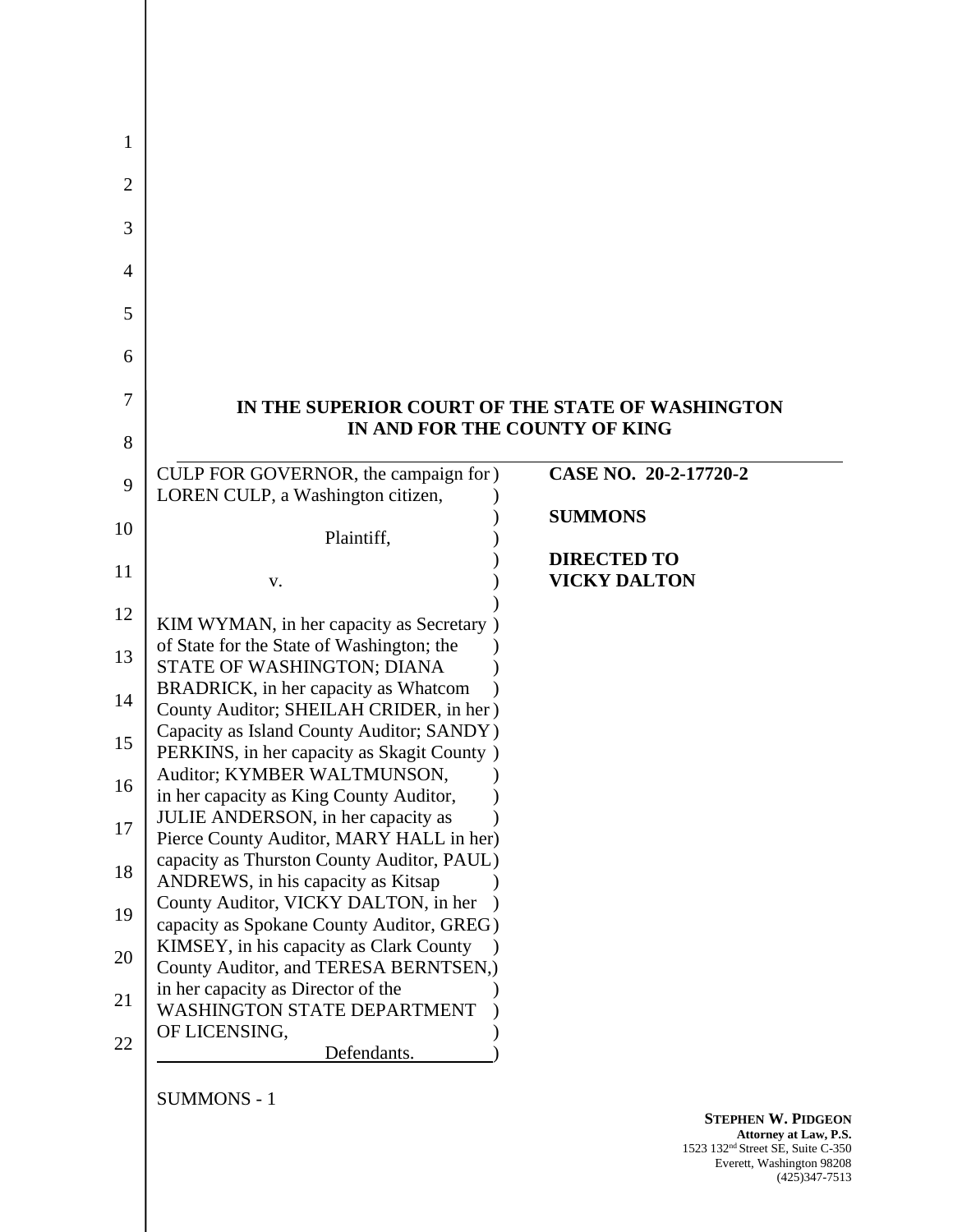# IN THE SUPERIOR COURT OF THE STATE OF WASHINGTON
## IN AND FOR THE COUNTY OF KING

CULP FOR GOVERNOR, the campaign for LOREN CULP, a Washington citizen,

Plaintiff,

v.

KIM WYMAN, in her capacity as Secretary of State for the State of Washington; the STATE OF WASHINGTON; DIANA BRADRICK, in her capacity as Whatcom County Auditor; SHEILAH CRIDER, in her Capacity as Island County Auditor; SANDY PERKINS, in her capacity as Skagit County Auditor; KYMBER WALTMUNSON, in her capacity as King County Auditor, JULIE ANDERSON, in her capacity as Pierce County Auditor, MARY HALL in her capacity as Thurston County Auditor, PAUL ANDREWS, in his capacity as Kitsap County Auditor, VICKY DALTON, in her capacity as Spokane County Auditor, GREG KIMSEY, in his capacity as Clark County County Auditor, and TERESA BERNTSEN, in her capacity as Director of the WASHINGTON STATE DEPARTMENT OF LICENSING,

Defendants.

**CASE NO. 20-2-17720-2**

**SUMMONS**

**DIRECTED TO VICKY DALTON**

SUMMONS - 1

**STEPHEN W. PIDGEON**
**Attorney at Law, P.S.**
1523 132nd Street SE, Suite C-350
Everett, Washington 98208
(425)347-7513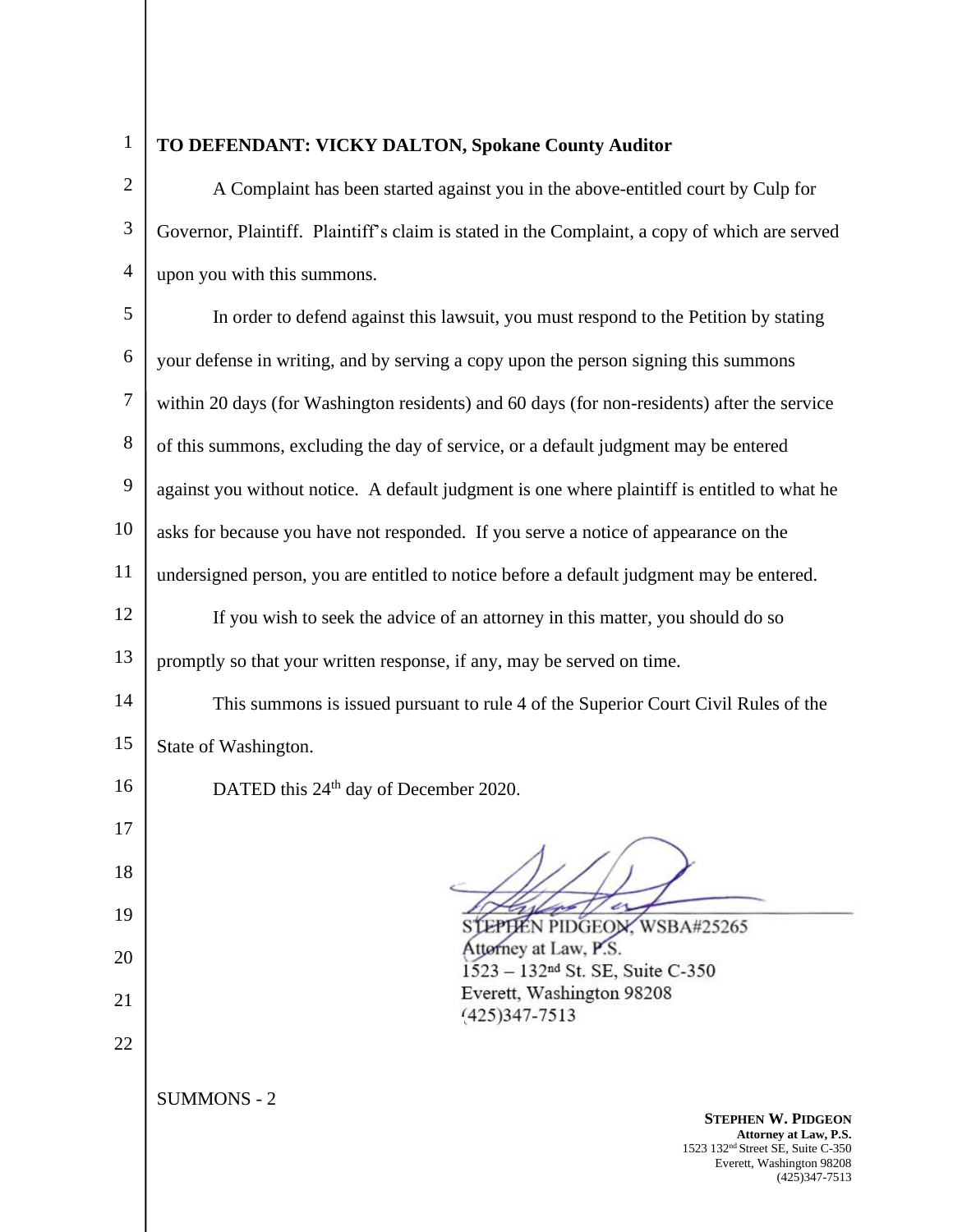**TO DEFENDANT: VICKY DALTON, Spokane County Auditor**

A Complaint has been started against you in the above-entitled court by Culp for Governor, Plaintiff. Plaintiff's claim is stated in the Complaint, a copy of which are served upon you with this summons.

In order to defend against this lawsuit, you must respond to the Petition by stating your defense in writing, and by serving a copy upon the person signing this summons within 20 days (for Washington residents) and 60 days (for non-residents) after the service of this summons, excluding the day of service, or a default judgment may be entered against you without notice. A default judgment is one where plaintiff is entitled to what he asks for because you have not responded. If you serve a notice of appearance on the undersigned person, you are entitled to notice before a default judgment may be entered.

If you wish to seek the advice of an attorney in this matter, you should do so promptly so that your written response, if any, may be served on time.

This summons is issued pursuant to rule 4 of the Superior Court Civil Rules of the State of Washington.

DATED this 24th day of December 2020.

STEPHEN PIDGEON, WSBA#25265
Attorney at Law, P.S.
1523 – 132nd St. SE, Suite C-350
Everett, Washington 98208
(425)347-7513

SUMMONS - 2

**STEPHEN W. PIDGEON**
**Attorney at Law, P.S.**
1523 132nd Street SE, Suite C-350
Everett, Washington 98208
(425)347-7513